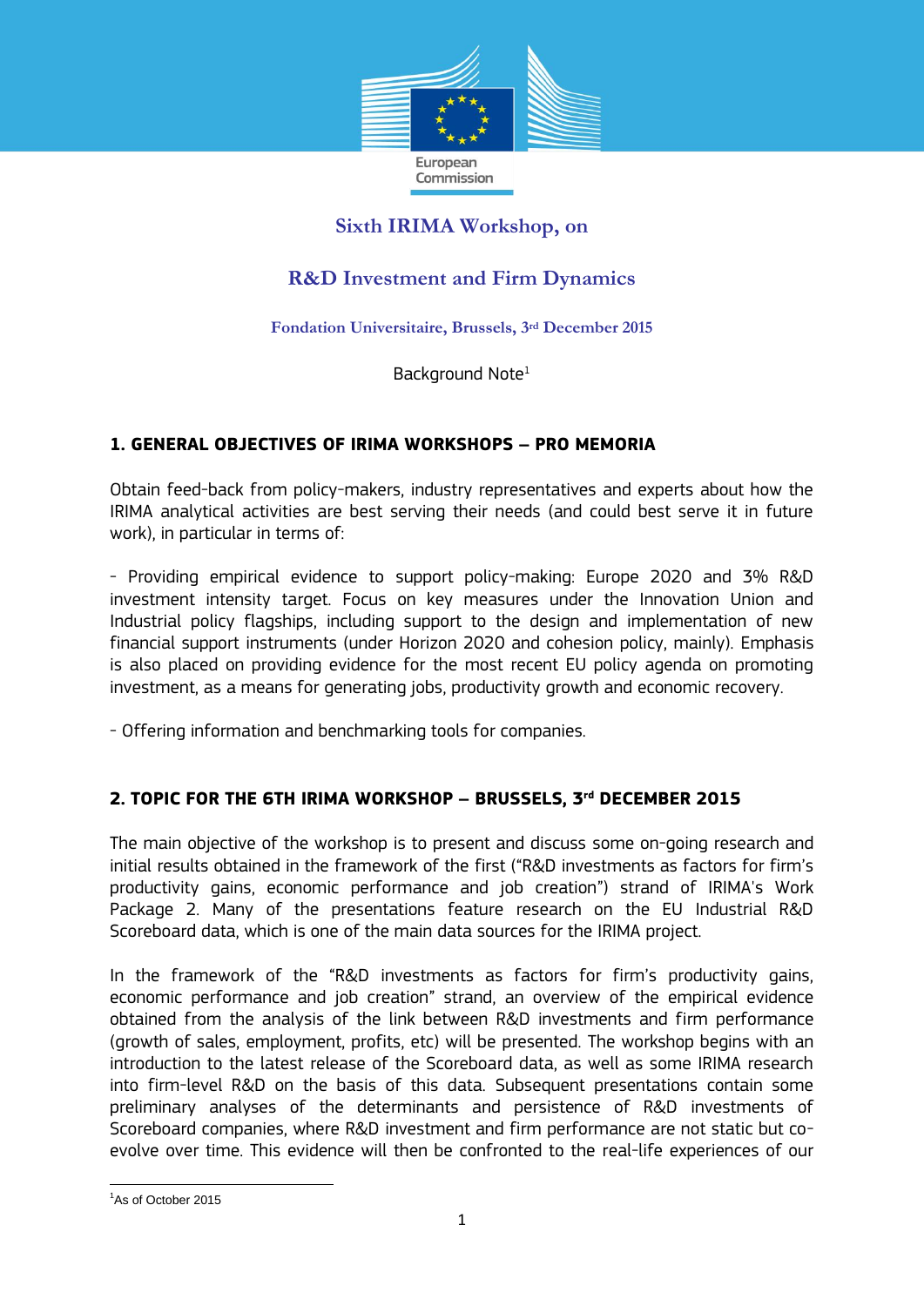European Commission

# Sixth IRIMA Workshop, on

# R&D Investment and Firm Dynamics

### Fondation Universitaire, Brussels, 3rd December 2015

Background Note[1]

## 1. GENERAL OBJECTIVES OF IRIMA WORKSHOPS – PRO MEMORIA

Obtain feed-back from policy-makers, industry representatives and experts about how the IRIMA analytical activities are best serving their needs (and could best serve it in future work), in particular in terms of:

- Providing empirical evidence to support policy-making: Europe 2020 and 3% R&D investment intensity target. Focus on key measures under the Innovation Union and Industrial policy flagships, including support to the design and implementation of new financial support instruments (under Horizon 2020 and cohesion policy, mainly). Emphasis is also placed on providing evidence for the most recent EU policy agenda on promoting investment, as a means for generating jobs, productivity growth and economic recovery.

- Offering information and benchmarking tools for companies.

## 2. TOPIC FOR THE 6TH IRIMA WORKSHOP – BRUSSELS, 3rd DECEMBER 2015

The main objective of the workshop is to present and discuss some on-going research and initial results obtained in the framework of the first ("R&D investments as factors for firm's productivity gains, economic performance and job creation") strand of IRIMA's Work Package 2. Many of the presentations feature research on the EU Industrial R&D Scoreboard data, which is one of the main data sources for the IRIMA project.

In the framework of the "R&D investments as factors for firm's productivity gains, economic performance and job creation" strand, an overview of the empirical evidence obtained from the analysis of the link between R&D investments and firm performance (growth of sales, employment, profits, etc) will be presented. The workshop begins with an introduction to the latest release of the Scoreboard data, as well as some IRIMA research into firm-level R&D on the basis of this data. Subsequent presentations contain some preliminary analyses of the determinants and persistence of R&D investments of Scoreboard companies, where R&D investment and firm performance are not static but co-evolve over time. This evidence will then be confronted to the real-life experiences of our

[1] As of October 2015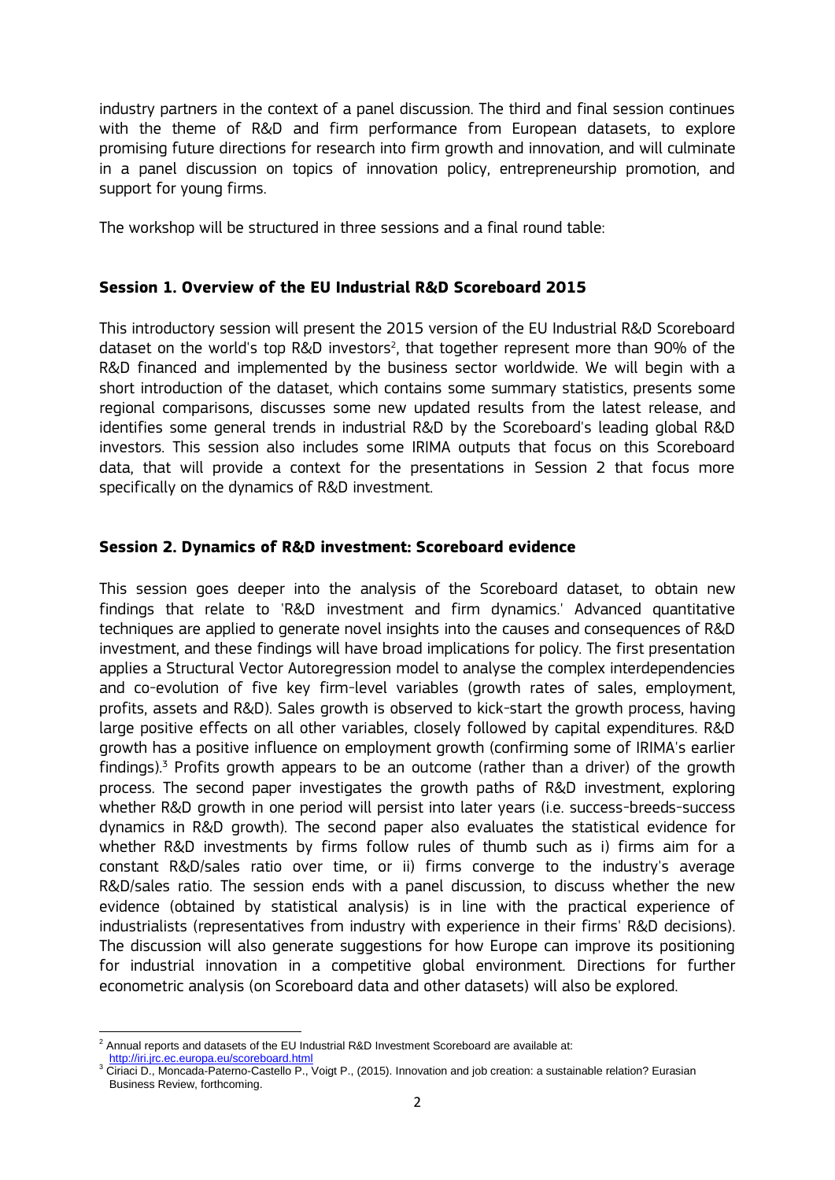industry partners in the context of a panel discussion. The third and final session continues with the theme of R&D and firm performance from European datasets, to explore promising future directions for research into firm growth and innovation, and will culminate in a panel discussion on topics of innovation policy, entrepreneurship promotion, and support for young firms.

The workshop will be structured in three sessions and a final round table:

### Session 1. Overview of the EU Industrial R&D Scoreboard 2015

This introductory session will present the 2015 version of the EU Industrial R&D Scoreboard dataset on the world's top R&D investors[2], that together represent more than 90% of the R&D financed and implemented by the business sector worldwide. We will begin with a short introduction of the dataset, which contains some summary statistics, presents some regional comparisons, discusses some new updated results from the latest release, and identifies some general trends in industrial R&D by the Scoreboard's leading global R&D investors. This session also includes some IRIMA outputs that focus on this Scoreboard data, that will provide a context for the presentations in Session 2 that focus more specifically on the dynamics of R&D investment.

### Session 2. Dynamics of R&D investment: Scoreboard evidence

This session goes deeper into the analysis of the Scoreboard dataset, to obtain new findings that relate to 'R&D investment and firm dynamics.' Advanced quantitative techniques are applied to generate novel insights into the causes and consequences of R&D investment, and these findings will have broad implications for policy. The first presentation applies a Structural Vector Autoregression model to analyse the complex interdependencies and co-evolution of five key firm-level variables (growth rates of sales, employment, profits, assets and R&D). Sales growth is observed to kick-start the growth process, having large positive effects on all other variables, closely followed by capital expenditures. R&D growth has a positive influence on employment growth (confirming some of IRIMA's earlier findings).[3] Profits growth appears to be an outcome (rather than a driver) of the growth process. The second paper investigates the growth paths of R&D investment, exploring whether R&D growth in one period will persist into later years (i.e. success-breeds-success dynamics in R&D growth). The second paper also evaluates the statistical evidence for whether R&D investments by firms follow rules of thumb such as i) firms aim for a constant R&D/sales ratio over time, or ii) firms converge to the industry's average R&D/sales ratio. The session ends with a panel discussion, to discuss whether the new evidence (obtained by statistical analysis) is in line with the practical experience of industrialists (representatives from industry with experience in their firms' R&D decisions). The discussion will also generate suggestions for how Europe can improve its positioning for industrial innovation in a competitive global environment. Directions for further econometric analysis (on Scoreboard data and other datasets) will also be explored.

---

[2] Annual reports and datasets of the EU Industrial R&D Investment Scoreboard are available at: http://iri.jrc.ec.europa.eu/scoreboard.html

[3] Ciriaci D., Moncada-Paterno-Castello P., Voigt P., (2015). Innovation and job creation: a sustainable relation? Eurasian Business Review, forthcoming.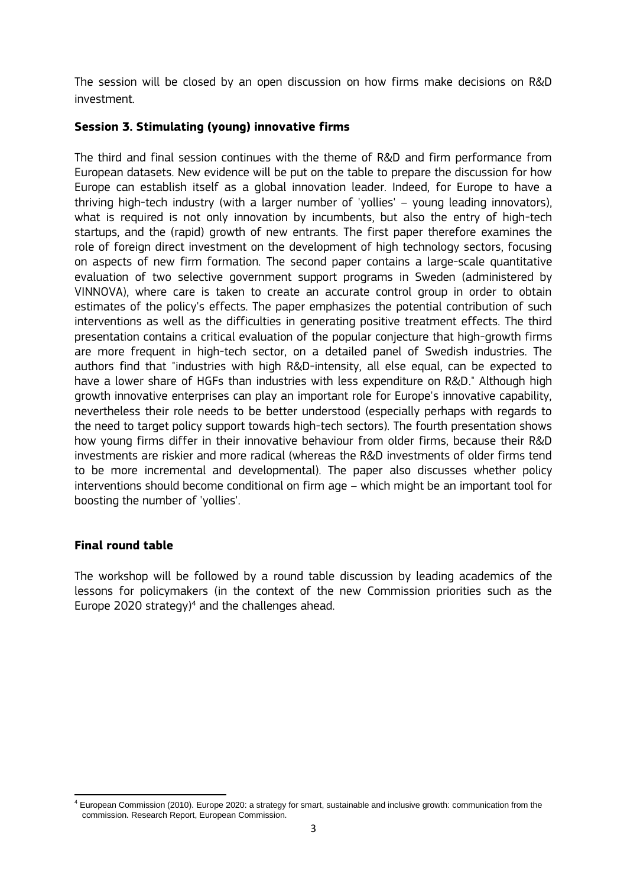The session will be closed by an open discussion on how firms make decisions on R&D investment.

### Session 3. Stimulating (young) innovative firms

The third and final session continues with the theme of R&D and firm performance from European datasets. New evidence will be put on the table to prepare the discussion for how Europe can establish itself as a global innovation leader. Indeed, for Europe to have a thriving high-tech industry (with a larger number of 'yollies' – young leading innovators), what is required is not only innovation by incumbents, but also the entry of high-tech startups, and the (rapid) growth of new entrants. The first paper therefore examines the role of foreign direct investment on the development of high technology sectors, focusing on aspects of new firm formation. The second paper contains a large-scale quantitative evaluation of two selective government support programs in Sweden (administered by VINNOVA), where care is taken to create an accurate control group in order to obtain estimates of the policy's effects. The paper emphasizes the potential contribution of such interventions as well as the difficulties in generating positive treatment effects. The third presentation contains a critical evaluation of the popular conjecture that high-growth firms are more frequent in high-tech sector, on a detailed panel of Swedish industries. The authors find that "industries with high R&D-intensity, all else equal, can be expected to have a lower share of HGFs than industries with less expenditure on R&D." Although high growth innovative enterprises can play an important role for Europe's innovative capability, nevertheless their role needs to be better understood (especially perhaps with regards to the need to target policy support towards high-tech sectors). The fourth presentation shows how young firms differ in their innovative behaviour from older firms, because their R&D investments are riskier and more radical (whereas the R&D investments of older firms tend to be more incremental and developmental). The paper also discusses whether policy interventions should become conditional on firm age – which might be an important tool for boosting the number of 'yollies'.

### Final round table

The workshop will be followed by a round table discussion by leading academics of the lessons for policymakers (in the context of the new Commission priorities such as the Europe 2020 strategy)[4] and the challenges ahead.

[4] European Commission (2010). Europe 2020: a strategy for smart, sustainable and inclusive growth: communication from the commission. Research Report, European Commission.